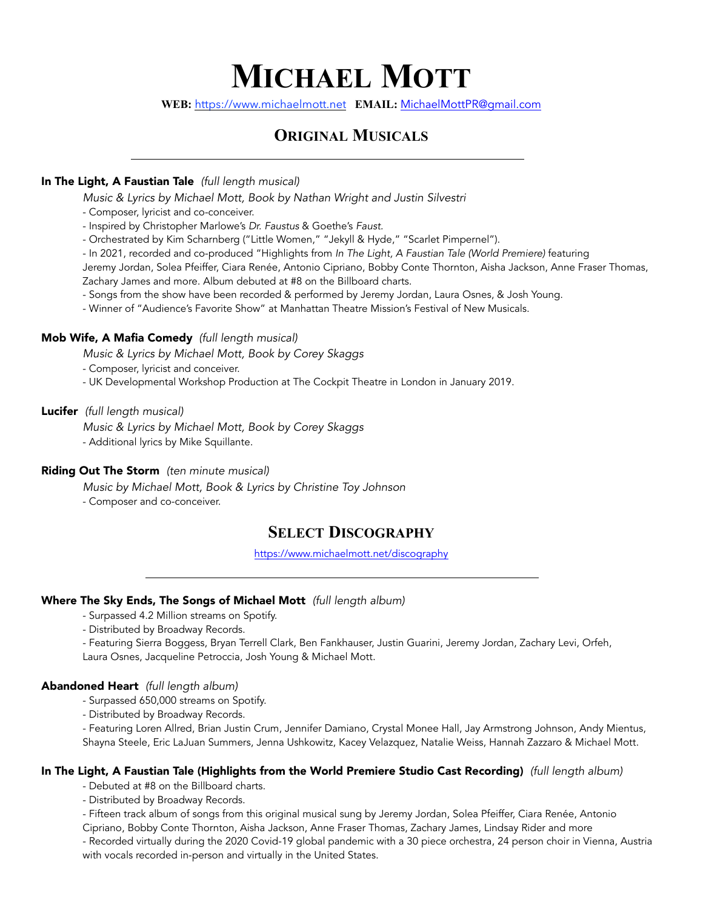# Michael Mott

**WEB:** https://www.michaelmott.net **EMAIL:** MichaelMottPR@gmail.com

## Original Musicals

---

### In The Light, A Faustian Tale *(full length musical)*

*Music & Lyrics by Michael Mott, Book by Nathan Wright and Justin Silvestri*

- Composer, lyricist and co-conceiver.
- Inspired by Christopher Marlowe's *Dr. Faustus* & Goethe's *Faust.*
- Orchestrated by Kim Scharnberg ("Little Women," "Jekyll & Hyde," "Scarlet Pimpernel").
- In 2021, recorded and co-produced "Highlights from *In The Light, A Faustian Tale (World Premiere)* featuring Jeremy Jordan, Solea Pfeiffer, Ciara Renée, Antonio Cipriano, Bobby Conte Thornton, Aisha Jackson, Anne Fraser Thomas, Zachary James and more. Album debuted at #8 on the Billboard charts.
- Songs from the show have been recorded & performed by Jeremy Jordan, Laura Osnes, & Josh Young.
- Winner of "Audience's Favorite Show" at Manhattan Theatre Mission's Festival of New Musicals.

### Mob Wife, A Mafia Comedy *(full length musical)*

*Music & Lyrics by Michael Mott, Book by Corey Skaggs*

- Composer, lyricist and conceiver.
- UK Developmental Workshop Production at The Cockpit Theatre in London in January 2019.

### Lucifer *(full length musical)*

*Music & Lyrics by Michael Mott, Book by Corey Skaggs*

- Additional lyrics by Mike Squillante.

### Riding Out The Storm *(ten minute musical)*

*Music by Michael Mott, Book & Lyrics by Christine Toy Johnson*

- Composer and co-conceiver.

## Select Discography

https://www.michaelmott.net/discography

---

### Where The Sky Ends, The Songs of Michael Mott *(full length album)*

- Surpassed 4.2 Million streams on Spotify.
- Distributed by Broadway Records.
- Featuring Sierra Boggess, Bryan Terrell Clark, Ben Fankhauser, Justin Guarini, Jeremy Jordan, Zachary Levi, Orfeh, Laura Osnes, Jacqueline Petroccia, Josh Young & Michael Mott.

### Abandoned Heart *(full length album)*

- Surpassed 650,000 streams on Spotify.
- Distributed by Broadway Records.
- Featuring Loren Allred, Brian Justin Crum, Jennifer Damiano, Crystal Monee Hall, Jay Armstrong Johnson, Andy Mientus, Shayna Steele, Eric LaJuan Summers, Jenna Ushkowitz, Kacey Velazquez, Natalie Weiss, Hannah Zazzaro & Michael Mott.

### In The Light, A Faustian Tale (Highlights from the World Premiere Studio Cast Recording) *(full length album)*

- Debuted at #8 on the Billboard charts.
- Distributed by Broadway Records.
- Fifteen track album of songs from this original musical sung by Jeremy Jordan, Solea Pfeiffer, Ciara Renée, Antonio Cipriano, Bobby Conte Thornton, Aisha Jackson, Anne Fraser Thomas, Zachary James, Lindsay Rider and more
- Recorded virtually during the 2020 Covid-19 global pandemic with a 30 piece orchestra, 24 person choir in Vienna, Austria with vocals recorded in-person and virtually in the United States.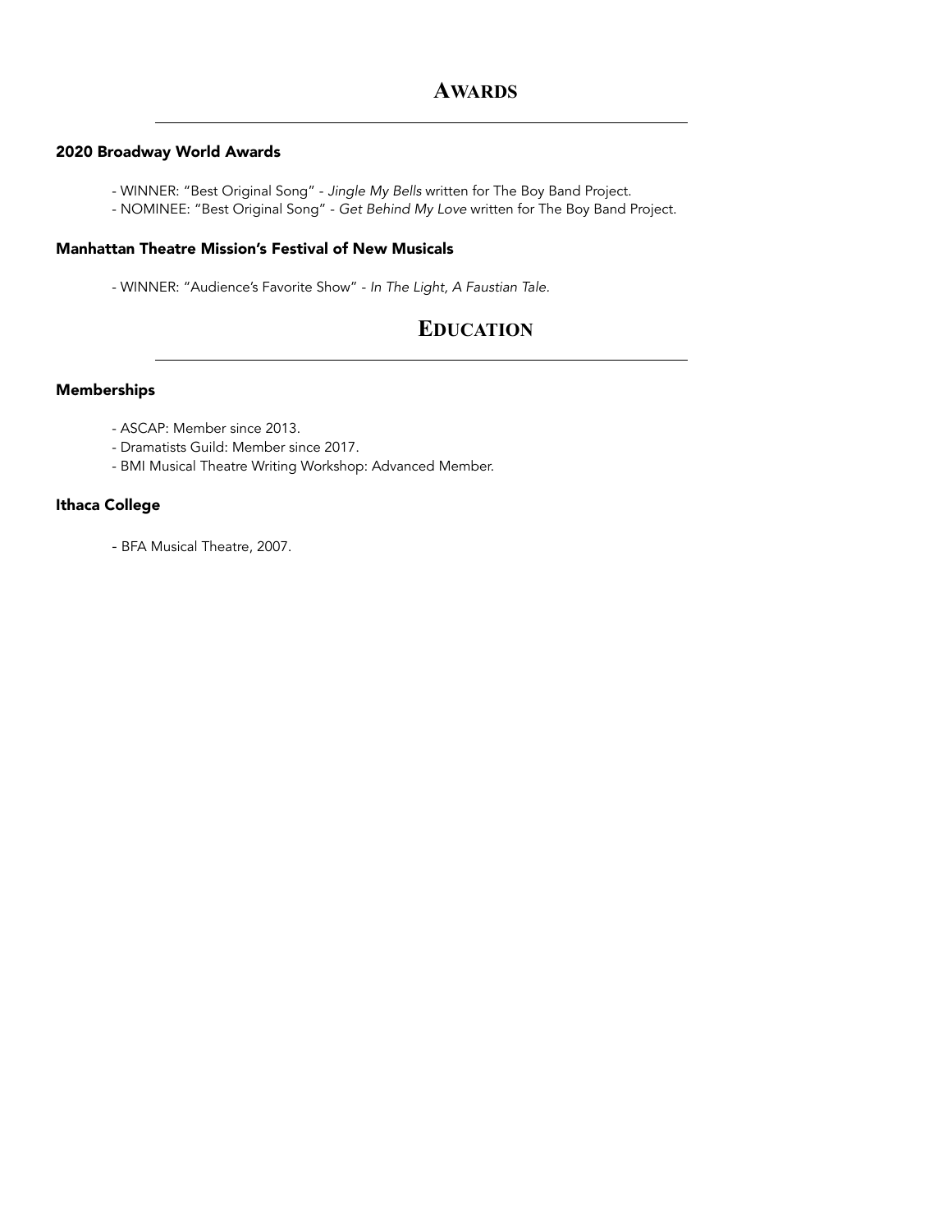## Awards

### 2020 Broadway World Awards

- WINNER: "Best Original Song" - *Jingle My Bells* written for The Boy Band Project.
- NOMINEE: "Best Original Song" - *Get Behind My Love* written for The Boy Band Project.

### Manhattan Theatre Mission's Festival of New Musicals

- WINNER: "Audience's Favorite Show" - *In The Light, A Faustian Tale*.

## Education

### Memberships

- ASCAP: Member since 2013.
- Dramatists Guild: Member since 2017.
- BMI Musical Theatre Writing Workshop: Advanced Member.

### Ithaca College

- BFA Musical Theatre, 2007.